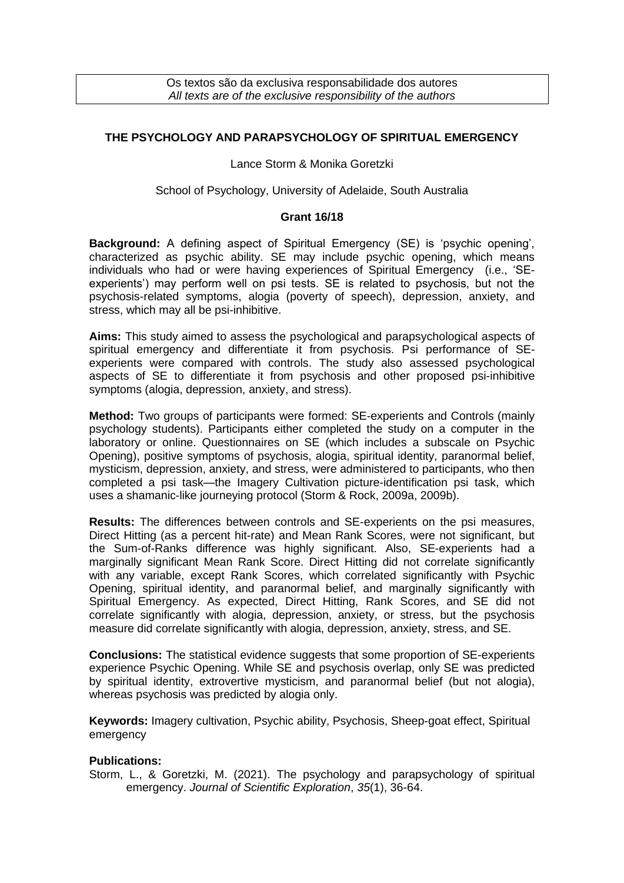Os textos são da exclusiva responsabilidade dos autores
*All texts are of the exclusive responsibility of the authors*

# THE PSYCHOLOGY AND PARAPSYCHOLOGY OF SPIRITUAL EMERGENCY

Lance Storm & Monika Goretzki

School of Psychology, University of Adelaide, South Australia

**Grant 16/18**

**Background:** A defining aspect of Spiritual Emergency (SE) is 'psychic opening', characterized as psychic ability. SE may include psychic opening, which means individuals who had or were having experiences of Spiritual Emergency (i.e., 'SE-experients') may perform well on psi tests. SE is related to psychosis, but not the psychosis-related symptoms, alogia (poverty of speech), depression, anxiety, and stress, which may all be psi-inhibitive.

**Aims:** This study aimed to assess the psychological and parapsychological aspects of spiritual emergency and differentiate it from psychosis. Psi performance of SE-experients were compared with controls. The study also assessed psychological aspects of SE to differentiate it from psychosis and other proposed psi-inhibitive symptoms (alogia, depression, anxiety, and stress).

**Method:** Two groups of participants were formed: SE-experients and Controls (mainly psychology students). Participants either completed the study on a computer in the laboratory or online. Questionnaires on SE (which includes a subscale on Psychic Opening), positive symptoms of psychosis, alogia, spiritual identity, paranormal belief, mysticism, depression, anxiety, and stress, were administered to participants, who then completed a psi task—the Imagery Cultivation picture-identification psi task, which uses a shamanic-like journeying protocol (Storm & Rock, 2009a, 2009b).

**Results:** The differences between controls and SE-experients on the psi measures, Direct Hitting (as a percent hit-rate) and Mean Rank Scores, were not significant, but the Sum-of-Ranks difference was highly significant. Also, SE-experients had a marginally significant Mean Rank Score. Direct Hitting did not correlate significantly with any variable, except Rank Scores, which correlated significantly with Psychic Opening, spiritual identity, and paranormal belief, and marginally significantly with Spiritual Emergency. As expected, Direct Hitting, Rank Scores, and SE did not correlate significantly with alogia, depression, anxiety, or stress, but the psychosis measure did correlate significantly with alogia, depression, anxiety, stress, and SE.

**Conclusions:** The statistical evidence suggests that some proportion of SE-experients experience Psychic Opening. While SE and psychosis overlap, only SE was predicted by spiritual identity, extrovertive mysticism, and paranormal belief (but not alogia), whereas psychosis was predicted by alogia only.

**Keywords:** Imagery cultivation, Psychic ability, Psychosis, Sheep-goat effect, Spiritual emergency

**Publications:**

Storm, L., & Goretzki, M. (2021). The psychology and parapsychology of spiritual emergency. *Journal of Scientific Exploration*, *35*(1), 36-64.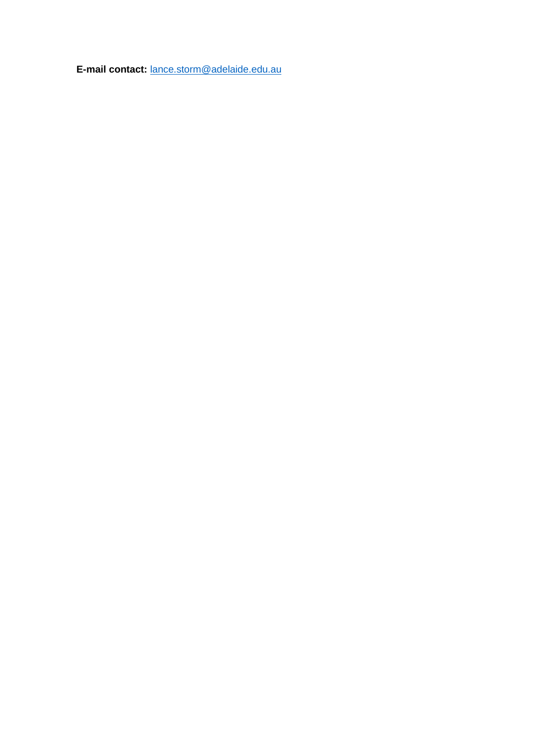**E-mail contact:** lance.storm@adelaide.edu.au